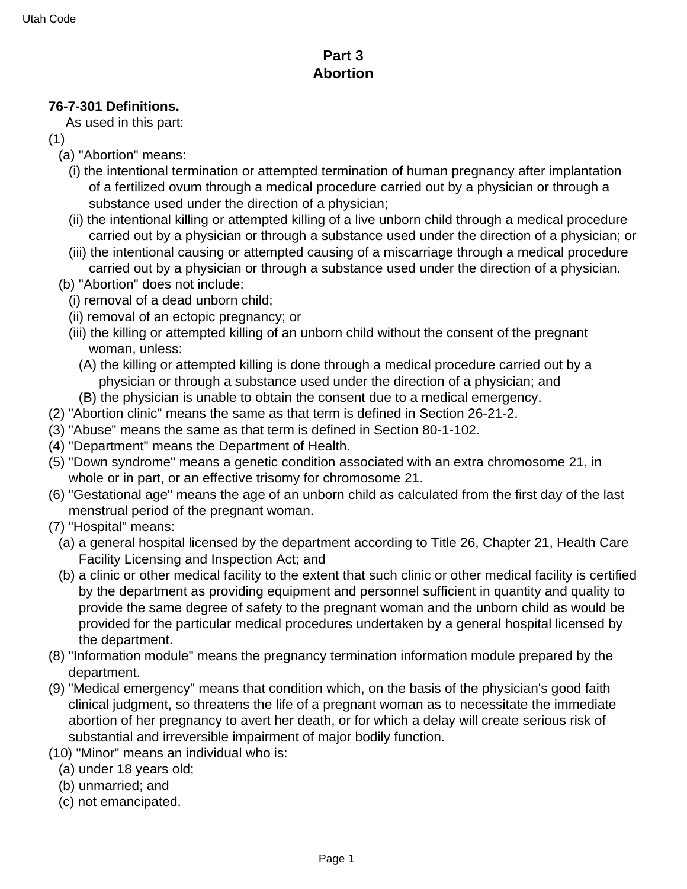# Part 3
# Abortion

**76-7-301 Definitions.**

As used in this part:

(1)

(a) "Abortion" means:

(i) the intentional termination or attempted termination of human pregnancy after implantation of a fertilized ovum through a medical procedure carried out by a physician or through a substance used under the direction of a physician;

(ii) the intentional killing or attempted killing of a live unborn child through a medical procedure carried out by a physician or through a substance used under the direction of a physician; or

(iii) the intentional causing or attempted causing of a miscarriage through a medical procedure carried out by a physician or through a substance used under the direction of a physician.

(b) "Abortion" does not include:

(i) removal of a dead unborn child;

(ii) removal of an ectopic pregnancy; or

(iii) the killing or attempted killing of an unborn child without the consent of the pregnant woman, unless:

(A) the killing or attempted killing is done through a medical procedure carried out by a physician or through a substance used under the direction of a physician; and

(B) the physician is unable to obtain the consent due to a medical emergency.

(2) "Abortion clinic" means the same as that term is defined in Section 26-21-2.

(3) "Abuse" means the same as that term is defined in Section 80-1-102.

(4) "Department" means the Department of Health.

(5) "Down syndrome" means a genetic condition associated with an extra chromosome 21, in whole or in part, or an effective trisomy for chromosome 21.

(6) "Gestational age" means the age of an unborn child as calculated from the first day of the last menstrual period of the pregnant woman.

(7) "Hospital" means:

(a) a general hospital licensed by the department according to Title 26, Chapter 21, Health Care Facility Licensing and Inspection Act; and

(b) a clinic or other medical facility to the extent that such clinic or other medical facility is certified by the department as providing equipment and personnel sufficient in quantity and quality to provide the same degree of safety to the pregnant woman and the unborn child as would be provided for the particular medical procedures undertaken by a general hospital licensed by the department.

(8) "Information module" means the pregnancy termination information module prepared by the department.

(9) "Medical emergency" means that condition which, on the basis of the physician's good faith clinical judgment, so threatens the life of a pregnant woman as to necessitate the immediate abortion of her pregnancy to avert her death, or for which a delay will create serious risk of substantial and irreversible impairment of major bodily function.

(10) "Minor" means an individual who is:

(a) under 18 years old;

(b) unmarried; and

(c) not emancipated.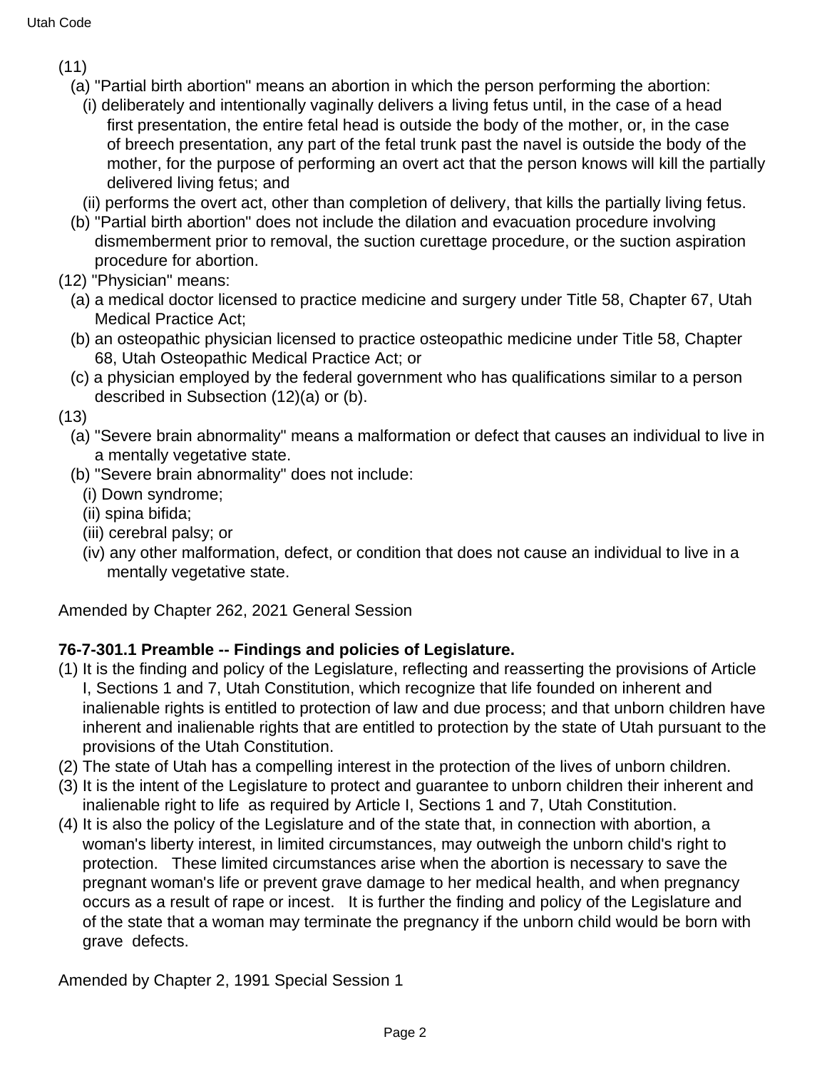(11)

(a) "Partial birth abortion" means an abortion in which the person performing the abortion:

(i) deliberately and intentionally vaginally delivers a living fetus until, in the case of a head first presentation, the entire fetal head is outside the body of the mother, or, in the case of breech presentation, any part of the fetal trunk past the navel is outside the body of the mother, for the purpose of performing an overt act that the person knows will kill the partially delivered living fetus; and

(ii) performs the overt act, other than completion of delivery, that kills the partially living fetus.

(b) "Partial birth abortion" does not include the dilation and evacuation procedure involving dismemberment prior to removal, the suction curettage procedure, or the suction aspiration procedure for abortion.

(12) "Physician" means:

(a) a medical doctor licensed to practice medicine and surgery under Title 58, Chapter 67, Utah Medical Practice Act;

(b) an osteopathic physician licensed to practice osteopathic medicine under Title 58, Chapter 68, Utah Osteopathic Medical Practice Act; or

(c) a physician employed by the federal government who has qualifications similar to a person described in Subsection (12)(a) or (b).

(13)

(a) "Severe brain abnormality" means a malformation or defect that causes an individual to live in a mentally vegetative state.

(b) "Severe brain abnormality" does not include:

(i) Down syndrome;

(ii) spina bifida;

(iii) cerebral palsy; or

(iv) any other malformation, defect, or condition that does not cause an individual to live in a mentally vegetative state.

Amended by Chapter 262, 2021 General Session

**76-7-301.1 Preamble -- Findings and policies of Legislature.**

(1) It is the finding and policy of the Legislature, reflecting and reasserting the provisions of Article I, Sections 1 and 7, Utah Constitution, which recognize that life founded on inherent and inalienable rights is entitled to protection of law and due process; and that unborn children have inherent and inalienable rights that are entitled to protection by the state of Utah pursuant to the provisions of the Utah Constitution.

(2) The state of Utah has a compelling interest in the protection of the lives of unborn children.

(3) It is the intent of the Legislature to protect and guarantee to unborn children their inherent and inalienable right to life as required by Article I, Sections 1 and 7, Utah Constitution.

(4) It is also the policy of the Legislature and of the state that, in connection with abortion, a woman's liberty interest, in limited circumstances, may outweigh the unborn child's right to protection. These limited circumstances arise when the abortion is necessary to save the pregnant woman's life or prevent grave damage to her medical health, and when pregnancy occurs as a result of rape or incest. It is further the finding and policy of the Legislature and of the state that a woman may terminate the pregnancy if the unborn child would be born with grave defects.

Amended by Chapter 2, 1991 Special Session 1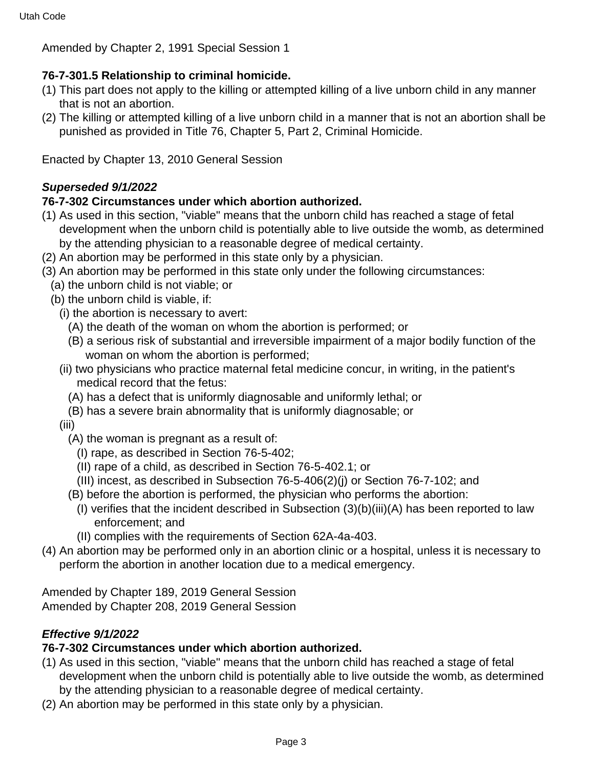Amended by Chapter 2, 1991 Special Session 1

**76-7-301.5 Relationship to criminal homicide.**

(1) This part does not apply to the killing or attempted killing of a live unborn child in any manner that is not an abortion.
(2) The killing or attempted killing of a live unborn child in a manner that is not an abortion shall be punished as provided in Title 76, Chapter 5, Part 2, Criminal Homicide.

Enacted by Chapter 13, 2010 General Session

***Superseded 9/1/2022***

**76-7-302 Circumstances under which abortion authorized.**

(1) As used in this section, "viable" means that the unborn child has reached a stage of fetal development when the unborn child is potentially able to live outside the womb, as determined by the attending physician to a reasonable degree of medical certainty.
(2) An abortion may be performed in this state only by a physician.
(3) An abortion may be performed in this state only under the following circumstances:
  (a) the unborn child is not viable; or
  (b) the unborn child is viable, if:
    (i) the abortion is necessary to avert:
      (A) the death of the woman on whom the abortion is performed; or
      (B) a serious risk of substantial and irreversible impairment of a major bodily function of the woman on whom the abortion is performed;
    (ii) two physicians who practice maternal fetal medicine concur, in writing, in the patient's medical record that the fetus:
      (A) has a defect that is uniformly diagnosable and uniformly lethal; or
      (B) has a severe brain abnormality that is uniformly diagnosable; or
    (iii)
      (A) the woman is pregnant as a result of:
        (I) rape, as described in Section 76-5-402;
        (II) rape of a child, as described in Section 76-5-402.1; or
        (III) incest, as described in Subsection 76-5-406(2)(j) or Section 76-7-102; and
      (B) before the abortion is performed, the physician who performs the abortion:
        (I) verifies that the incident described in Subsection (3)(b)(iii)(A) has been reported to law enforcement; and
        (II) complies with the requirements of Section 62A-4a-403.
(4) An abortion may be performed only in an abortion clinic or a hospital, unless it is necessary to perform the abortion in another location due to a medical emergency.

Amended by Chapter 189, 2019 General Session
Amended by Chapter 208, 2019 General Session

***Effective 9/1/2022***

**76-7-302 Circumstances under which abortion authorized.**

(1) As used in this section, "viable" means that the unborn child has reached a stage of fetal development when the unborn child is potentially able to live outside the womb, as determined by the attending physician to a reasonable degree of medical certainty.
(2) An abortion may be performed in this state only by a physician.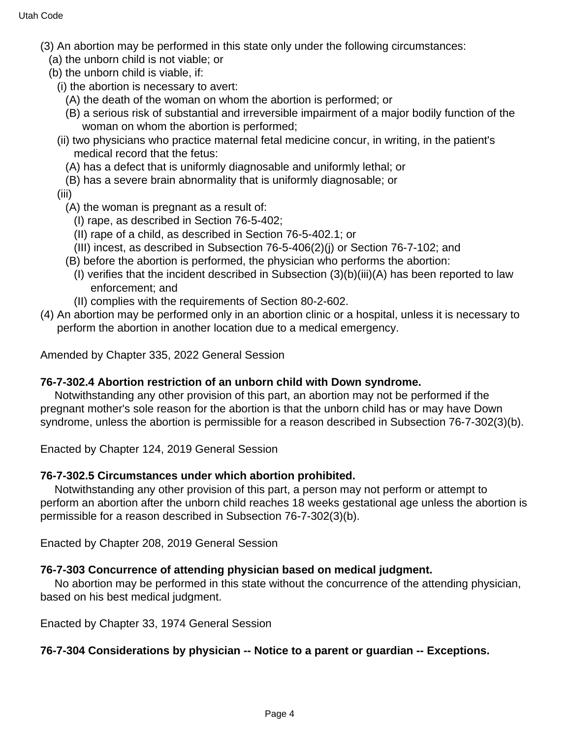(3) An abortion may be performed in this state only under the following circumstances:

(a) the unborn child is not viable; or

(b) the unborn child is viable, if:

(i) the abortion is necessary to avert:

(A) the death of the woman on whom the abortion is performed; or

(B) a serious risk of substantial and irreversible impairment of a major bodily function of the woman on whom the abortion is performed;

(ii) two physicians who practice maternal fetal medicine concur, in writing, in the patient's medical record that the fetus:

(A) has a defect that is uniformly diagnosable and uniformly lethal; or

(B) has a severe brain abnormality that is uniformly diagnosable; or

(iii)

(A) the woman is pregnant as a result of:

(I) rape, as described in Section 76-5-402;

(II) rape of a child, as described in Section 76-5-402.1; or

(III) incest, as described in Subsection 76-5-406(2)(j) or Section 76-7-102; and

(B) before the abortion is performed, the physician who performs the abortion:

(I) verifies that the incident described in Subsection (3)(b)(iii)(A) has been reported to law enforcement; and

(II) complies with the requirements of Section 80-2-602.

(4) An abortion may be performed only in an abortion clinic or a hospital, unless it is necessary to perform the abortion in another location due to a medical emergency.

Amended by Chapter 335, 2022 General Session

**76-7-302.4 Abortion restriction of an unborn child with Down syndrome.**

Notwithstanding any other provision of this part, an abortion may not be performed if the pregnant mother's sole reason for the abortion is that the unborn child has or may have Down syndrome, unless the abortion is permissible for a reason described in Subsection 76-7-302(3)(b).

Enacted by Chapter 124, 2019 General Session

**76-7-302.5 Circumstances under which abortion prohibited.**

Notwithstanding any other provision of this part, a person may not perform or attempt to perform an abortion after the unborn child reaches 18 weeks gestational age unless the abortion is permissible for a reason described in Subsection 76-7-302(3)(b).

Enacted by Chapter 208, 2019 General Session

**76-7-303 Concurrence of attending physician based on medical judgment.**

No abortion may be performed in this state without the concurrence of the attending physician, based on his best medical judgment.

Enacted by Chapter 33, 1974 General Session

**76-7-304 Considerations by physician -- Notice to a parent or guardian -- Exceptions.**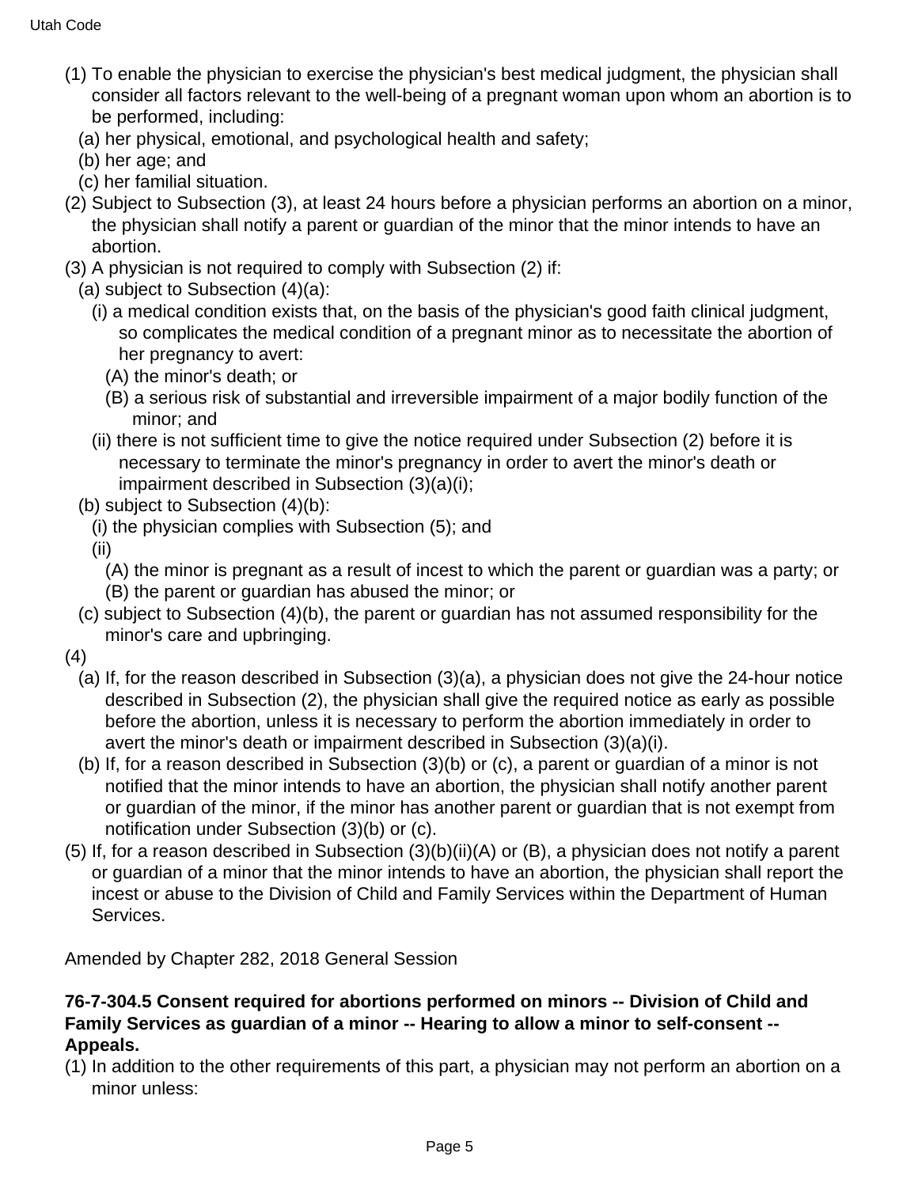(1) To enable the physician to exercise the physician's best medical judgment, the physician shall consider all factors relevant to the well-being of a pregnant woman upon whom an abortion is to be performed, including:
  (a) her physical, emotional, and psychological health and safety;
  (b) her age; and
  (c) her familial situation.

(2) Subject to Subsection (3), at least 24 hours before a physician performs an abortion on a minor, the physician shall notify a parent or guardian of the minor that the minor intends to have an abortion.

(3) A physician is not required to comply with Subsection (2) if:
  (a) subject to Subsection (4)(a):
    (i) a medical condition exists that, on the basis of the physician's good faith clinical judgment, so complicates the medical condition of a pregnant minor as to necessitate the abortion of her pregnancy to avert:
      (A) the minor's death; or
      (B) a serious risk of substantial and irreversible impairment of a major bodily function of the minor; and
    (ii) there is not sufficient time to give the notice required under Subsection (2) before it is necessary to terminate the minor's pregnancy in order to avert the minor's death or impairment described in Subsection (3)(a)(i);
  (b) subject to Subsection (4)(b):
    (i) the physician complies with Subsection (5); and
    (ii)
      (A) the minor is pregnant as a result of incest to which the parent or guardian was a party; or
      (B) the parent or guardian has abused the minor; or
  (c) subject to Subsection (4)(b), the parent or guardian has not assumed responsibility for the minor's care and upbringing.

(4)
  (a) If, for the reason described in Subsection (3)(a), a physician does not give the 24-hour notice described in Subsection (2), the physician shall give the required notice as early as possible before the abortion, unless it is necessary to perform the abortion immediately in order to avert the minor's death or impairment described in Subsection (3)(a)(i).
  (b) If, for a reason described in Subsection (3)(b) or (c), a parent or guardian of a minor is not notified that the minor intends to have an abortion, the physician shall notify another parent or guardian of the minor, if the minor has another parent or guardian that is not exempt from notification under Subsection (3)(b) or (c).

(5) If, for a reason described in Subsection (3)(b)(ii)(A) or (B), a physician does not notify a parent or guardian of a minor that the minor intends to have an abortion, the physician shall report the incest or abuse to the Division of Child and Family Services within the Department of Human Services.

Amended by Chapter 282, 2018 General Session

### 76-7-304.5 Consent required for abortions performed on minors -- Division of Child and Family Services as guardian of a minor -- Hearing to allow a minor to self-consent -- Appeals.

(1) In addition to the other requirements of this part, a physician may not perform an abortion on a minor unless: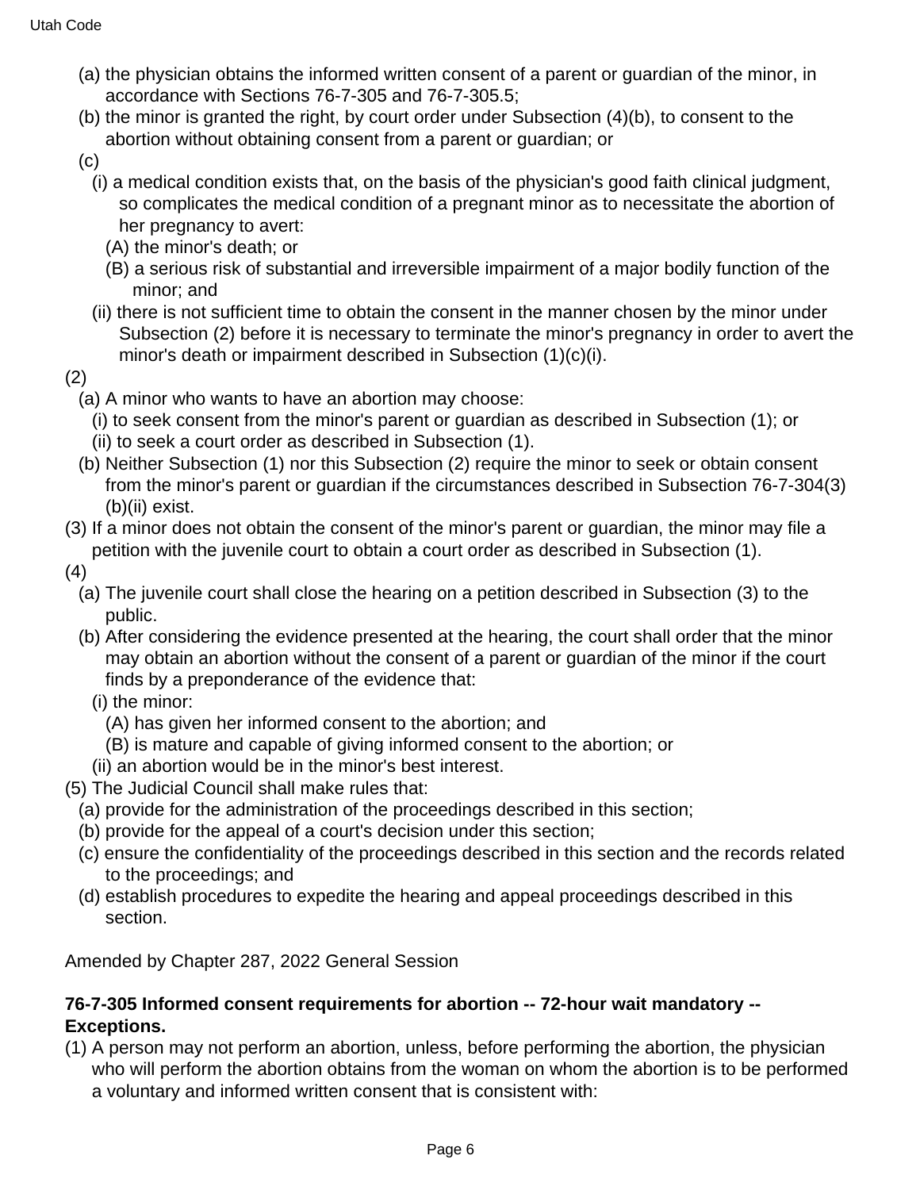(a) the physician obtains the informed written consent of a parent or guardian of the minor, in accordance with Sections 76-7-305 and 76-7-305.5;

(b) the minor is granted the right, by court order under Subsection (4)(b), to consent to the abortion without obtaining consent from a parent or guardian; or

(c)

(i) a medical condition exists that, on the basis of the physician's good faith clinical judgment, so complicates the medical condition of a pregnant minor as to necessitate the abortion of her pregnancy to avert:

(A) the minor's death; or

(B) a serious risk of substantial and irreversible impairment of a major bodily function of the minor; and

(ii) there is not sufficient time to obtain the consent in the manner chosen by the minor under Subsection (2) before it is necessary to terminate the minor's pregnancy in order to avert the minor's death or impairment described in Subsection (1)(c)(i).

(2)

(a) A minor who wants to have an abortion may choose:

(i) to seek consent from the minor's parent or guardian as described in Subsection (1); or

(ii) to seek a court order as described in Subsection (1).

(b) Neither Subsection (1) nor this Subsection (2) require the minor to seek or obtain consent from the minor's parent or guardian if the circumstances described in Subsection 76-7-304(3)(b)(ii) exist.

(3) If a minor does not obtain the consent of the minor's parent or guardian, the minor may file a petition with the juvenile court to obtain a court order as described in Subsection (1).

(4)

(a) The juvenile court shall close the hearing on a petition described in Subsection (3) to the public.

(b) After considering the evidence presented at the hearing, the court shall order that the minor may obtain an abortion without the consent of a parent or guardian of the minor if the court finds by a preponderance of the evidence that:

(i) the minor:

(A) has given her informed consent to the abortion; and

(B) is mature and capable of giving informed consent to the abortion; or

(ii) an abortion would be in the minor's best interest.

(5) The Judicial Council shall make rules that:

(a) provide for the administration of the proceedings described in this section;

(b) provide for the appeal of a court's decision under this section;

(c) ensure the confidentiality of the proceedings described in this section and the records related to the proceedings; and

(d) establish procedures to expedite the hearing and appeal proceedings described in this section.

Amended by Chapter 287, 2022 General Session

**76-7-305 Informed consent requirements for abortion -- 72-hour wait mandatory -- Exceptions.**

(1) A person may not perform an abortion, unless, before performing the abortion, the physician who will perform the abortion obtains from the woman on whom the abortion is to be performed a voluntary and informed written consent that is consistent with: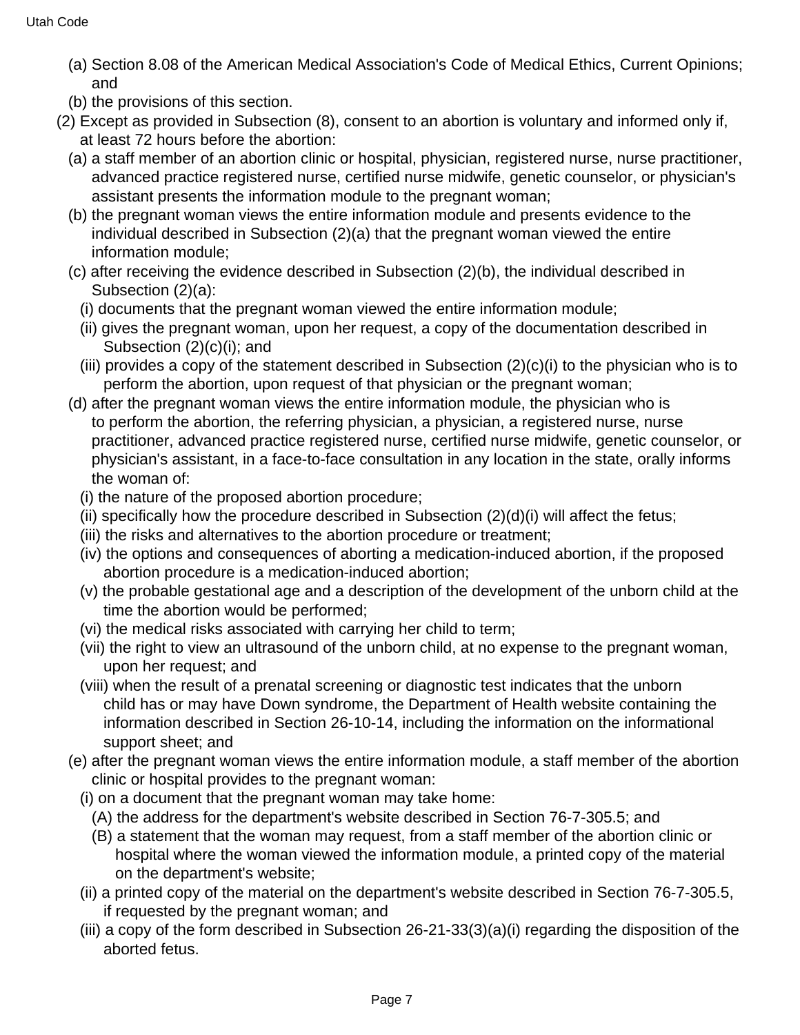(a) Section 8.08 of the American Medical Association's Code of Medical Ethics, Current Opinions; and

(b) the provisions of this section.

(2) Except as provided in Subsection (8), consent to an abortion is voluntary and informed only if, at least 72 hours before the abortion:

(a) a staff member of an abortion clinic or hospital, physician, registered nurse, nurse practitioner, advanced practice registered nurse, certified nurse midwife, genetic counselor, or physician's assistant presents the information module to the pregnant woman;

(b) the pregnant woman views the entire information module and presents evidence to the individual described in Subsection (2)(a) that the pregnant woman viewed the entire information module;

(c) after receiving the evidence described in Subsection (2)(b), the individual described in Subsection (2)(a):

(i) documents that the pregnant woman viewed the entire information module;

(ii) gives the pregnant woman, upon her request, a copy of the documentation described in Subsection (2)(c)(i); and

(iii) provides a copy of the statement described in Subsection (2)(c)(i) to the physician who is to perform the abortion, upon request of that physician or the pregnant woman;

(d) after the pregnant woman views the entire information module, the physician who is to perform the abortion, the referring physician, a physician, a registered nurse, nurse practitioner, advanced practice registered nurse, certified nurse midwife, genetic counselor, or physician's assistant, in a face-to-face consultation in any location in the state, orally informs the woman of:

(i) the nature of the proposed abortion procedure;

(ii) specifically how the procedure described in Subsection (2)(d)(i) will affect the fetus;

(iii) the risks and alternatives to the abortion procedure or treatment;

(iv) the options and consequences of aborting a medication-induced abortion, if the proposed abortion procedure is a medication-induced abortion;

(v) the probable gestational age and a description of the development of the unborn child at the time the abortion would be performed;

(vi) the medical risks associated with carrying her child to term;

(vii) the right to view an ultrasound of the unborn child, at no expense to the pregnant woman, upon her request; and

(viii) when the result of a prenatal screening or diagnostic test indicates that the unborn child has or may have Down syndrome, the Department of Health website containing the information described in Section 26-10-14, including the information on the informational support sheet; and

(e) after the pregnant woman views the entire information module, a staff member of the abortion clinic or hospital provides to the pregnant woman:

(i) on a document that the pregnant woman may take home:

(A) the address for the department's website described in Section 76-7-305.5; and

(B) a statement that the woman may request, from a staff member of the abortion clinic or hospital where the woman viewed the information module, a printed copy of the material on the department's website;

(ii) a printed copy of the material on the department's website described in Section 76-7-305.5, if requested by the pregnant woman; and

(iii) a copy of the form described in Subsection 26-21-33(3)(a)(i) regarding the disposition of the aborted fetus.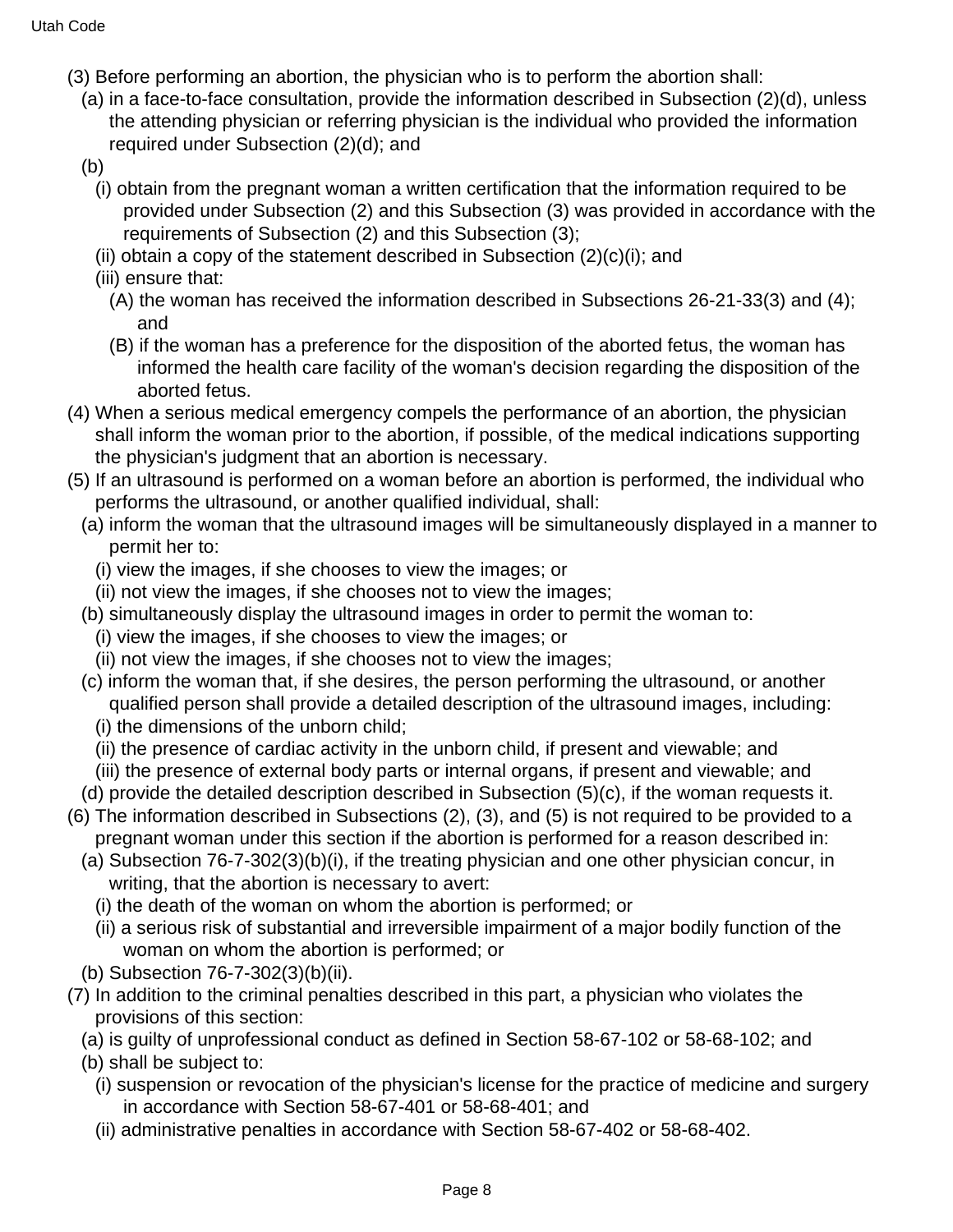(3) Before performing an abortion, the physician who is to perform the abortion shall:

(a) in a face-to-face consultation, provide the information described in Subsection (2)(d), unless the attending physician or referring physician is the individual who provided the information required under Subsection (2)(d); and

(b)

(i) obtain from the pregnant woman a written certification that the information required to be provided under Subsection (2) and this Subsection (3) was provided in accordance with the requirements of Subsection (2) and this Subsection (3);

(ii) obtain a copy of the statement described in Subsection (2)(c)(i); and

(iii) ensure that:

(A) the woman has received the information described in Subsections 26-21-33(3) and (4); and

(B) if the woman has a preference for the disposition of the aborted fetus, the woman has informed the health care facility of the woman's decision regarding the disposition of the aborted fetus.

(4) When a serious medical emergency compels the performance of an abortion, the physician shall inform the woman prior to the abortion, if possible, of the medical indications supporting the physician's judgment that an abortion is necessary.

(5) If an ultrasound is performed on a woman before an abortion is performed, the individual who performs the ultrasound, or another qualified individual, shall:

(a) inform the woman that the ultrasound images will be simultaneously displayed in a manner to permit her to:

(i) view the images, if she chooses to view the images; or

(ii) not view the images, if she chooses not to view the images;

(b) simultaneously display the ultrasound images in order to permit the woman to:

(i) view the images, if she chooses to view the images; or

(ii) not view the images, if she chooses not to view the images;

(c) inform the woman that, if she desires, the person performing the ultrasound, or another qualified person shall provide a detailed description of the ultrasound images, including:

(i) the dimensions of the unborn child;

(ii) the presence of cardiac activity in the unborn child, if present and viewable; and

(iii) the presence of external body parts or internal organs, if present and viewable; and

(d) provide the detailed description described in Subsection (5)(c), if the woman requests it.

(6) The information described in Subsections (2), (3), and (5) is not required to be provided to a pregnant woman under this section if the abortion is performed for a reason described in:

(a) Subsection 76-7-302(3)(b)(i), if the treating physician and one other physician concur, in writing, that the abortion is necessary to avert:

(i) the death of the woman on whom the abortion is performed; or

(ii) a serious risk of substantial and irreversible impairment of a major bodily function of the woman on whom the abortion is performed; or

(b) Subsection 76-7-302(3)(b)(ii).

(7) In addition to the criminal penalties described in this part, a physician who violates the provisions of this section:

(a) is guilty of unprofessional conduct as defined in Section 58-67-102 or 58-68-102; and

(b) shall be subject to:

(i) suspension or revocation of the physician's license for the practice of medicine and surgery in accordance with Section 58-67-401 or 58-68-401; and

(ii) administrative penalties in accordance with Section 58-67-402 or 58-68-402.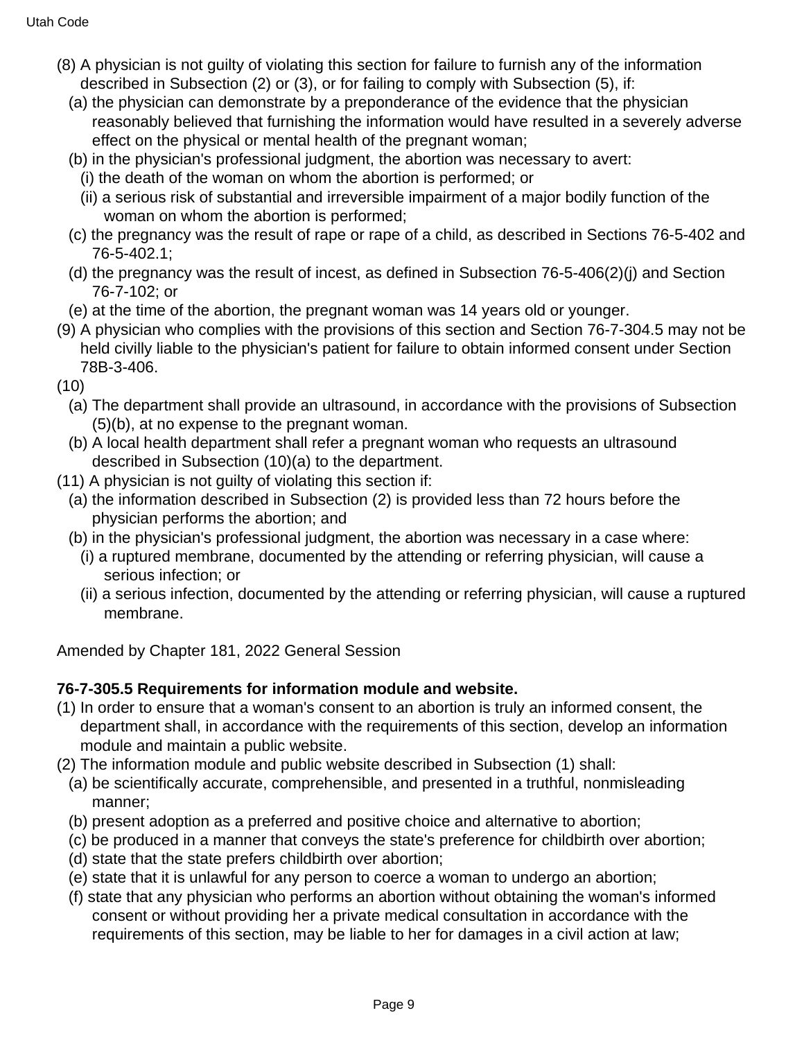(8) A physician is not guilty of violating this section for failure to furnish any of the information described in Subsection (2) or (3), or for failing to comply with Subsection (5), if:

  (a) the physician can demonstrate by a preponderance of the evidence that the physician reasonably believed that furnishing the information would have resulted in a severely adverse effect on the physical or mental health of the pregnant woman;

  (b) in the physician's professional judgment, the abortion was necessary to avert:

    (i) the death of the woman on whom the abortion is performed; or

    (ii) a serious risk of substantial and irreversible impairment of a major bodily function of the woman on whom the abortion is performed;

  (c) the pregnancy was the result of rape or rape of a child, as described in Sections 76-5-402 and 76-5-402.1;

  (d) the pregnancy was the result of incest, as defined in Subsection 76-5-406(2)(j) and Section 76-7-102; or

  (e) at the time of the abortion, the pregnant woman was 14 years old or younger.

(9) A physician who complies with the provisions of this section and Section 76-7-304.5 may not be held civilly liable to the physician's patient for failure to obtain informed consent under Section 78B-3-406.

(10)

  (a) The department shall provide an ultrasound, in accordance with the provisions of Subsection (5)(b), at no expense to the pregnant woman.

  (b) A local health department shall refer a pregnant woman who requests an ultrasound described in Subsection (10)(a) to the department.

(11) A physician is not guilty of violating this section if:

  (a) the information described in Subsection (2) is provided less than 72 hours before the physician performs the abortion; and

  (b) in the physician's professional judgment, the abortion was necessary in a case where:

    (i) a ruptured membrane, documented by the attending or referring physician, will cause a serious infection; or

    (ii) a serious infection, documented by the attending or referring physician, will cause a ruptured membrane.

Amended by Chapter 181, 2022 General Session

**76-7-305.5 Requirements for information module and website.**

(1) In order to ensure that a woman's consent to an abortion is truly an informed consent, the department shall, in accordance with the requirements of this section, develop an information module and maintain a public website.

(2) The information module and public website described in Subsection (1) shall:

  (a) be scientifically accurate, comprehensible, and presented in a truthful, nonmisleading manner;

  (b) present adoption as a preferred and positive choice and alternative to abortion;

  (c) be produced in a manner that conveys the state's preference for childbirth over abortion;

  (d) state that the state prefers childbirth over abortion;

  (e) state that it is unlawful for any person to coerce a woman to undergo an abortion;

  (f) state that any physician who performs an abortion without obtaining the woman's informed consent or without providing her a private medical consultation in accordance with the requirements of this section, may be liable to her for damages in a civil action at law;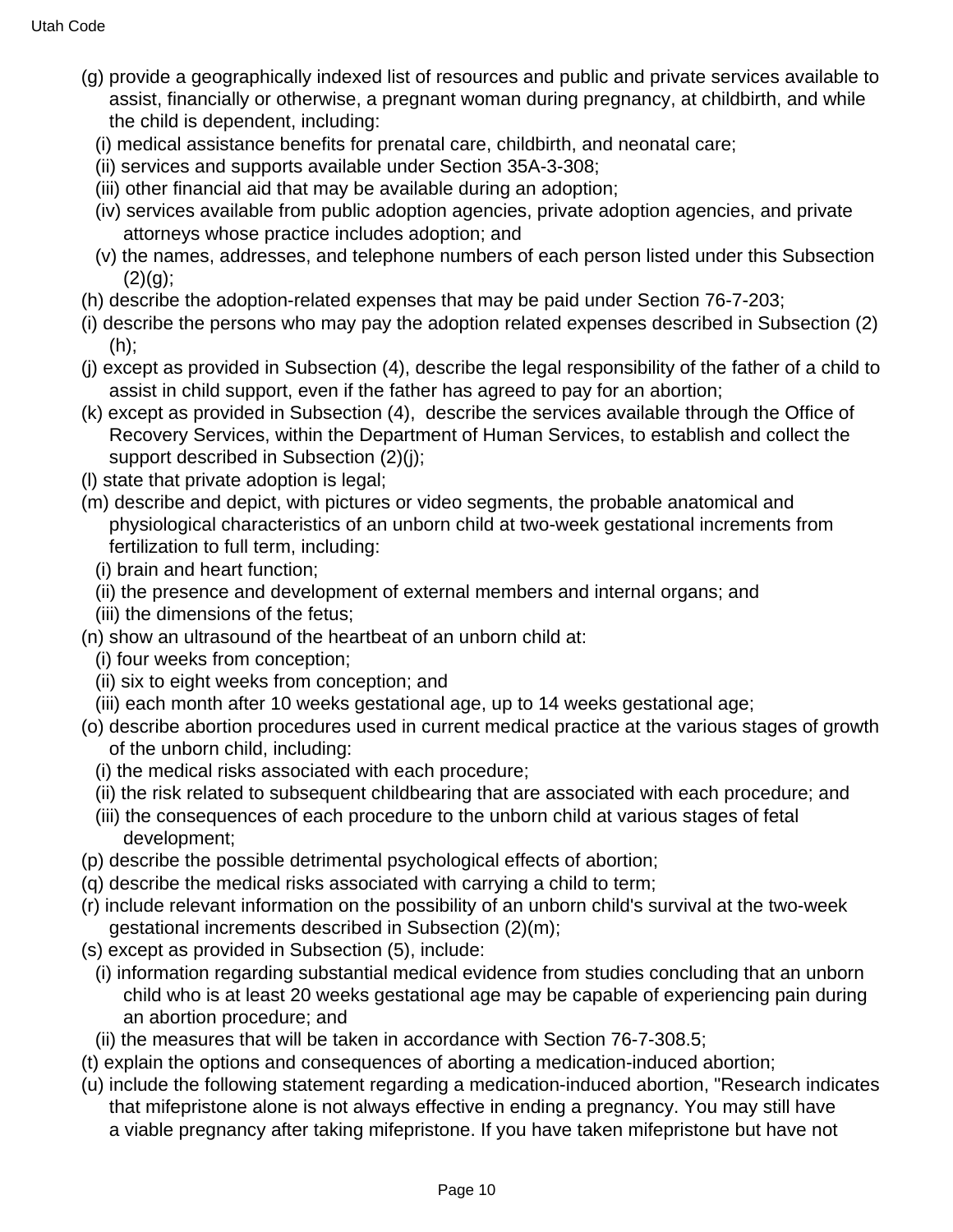(g) provide a geographically indexed list of resources and public and private services available to assist, financially or otherwise, a pregnant woman during pregnancy, at childbirth, and while the child is dependent, including:

(i) medical assistance benefits for prenatal care, childbirth, and neonatal care;

(ii) services and supports available under Section 35A-3-308;

(iii) other financial aid that may be available during an adoption;

(iv) services available from public adoption agencies, private adoption agencies, and private attorneys whose practice includes adoption; and

(v) the names, addresses, and telephone numbers of each person listed under this Subsection (2)(g);

(h) describe the adoption-related expenses that may be paid under Section 76-7-203;

(i) describe the persons who may pay the adoption related expenses described in Subsection (2)(h);

(j) except as provided in Subsection (4), describe the legal responsibility of the father of a child to assist in child support, even if the father has agreed to pay for an abortion;

(k) except as provided in Subsection (4), describe the services available through the Office of Recovery Services, within the Department of Human Services, to establish and collect the support described in Subsection (2)(j);

(l) state that private adoption is legal;

(m) describe and depict, with pictures or video segments, the probable anatomical and physiological characteristics of an unborn child at two-week gestational increments from fertilization to full term, including:

(i) brain and heart function;

(ii) the presence and development of external members and internal organs; and

(iii) the dimensions of the fetus;

(n) show an ultrasound of the heartbeat of an unborn child at:

(i) four weeks from conception;

(ii) six to eight weeks from conception; and

(iii) each month after 10 weeks gestational age, up to 14 weeks gestational age;

(o) describe abortion procedures used in current medical practice at the various stages of growth of the unborn child, including:

(i) the medical risks associated with each procedure;

(ii) the risk related to subsequent childbearing that are associated with each procedure; and

(iii) the consequences of each procedure to the unborn child at various stages of fetal development;

(p) describe the possible detrimental psychological effects of abortion;

(q) describe the medical risks associated with carrying a child to term;

(r) include relevant information on the possibility of an unborn child's survival at the two-week gestational increments described in Subsection (2)(m);

(s) except as provided in Subsection (5), include:

(i) information regarding substantial medical evidence from studies concluding that an unborn child who is at least 20 weeks gestational age may be capable of experiencing pain during an abortion procedure; and

(ii) the measures that will be taken in accordance with Section 76-7-308.5;

(t) explain the options and consequences of aborting a medication-induced abortion;

(u) include the following statement regarding a medication-induced abortion, "Research indicates that mifepristone alone is not always effective in ending a pregnancy. You may still have a viable pregnancy after taking mifepristone. If you have taken mifepristone but have not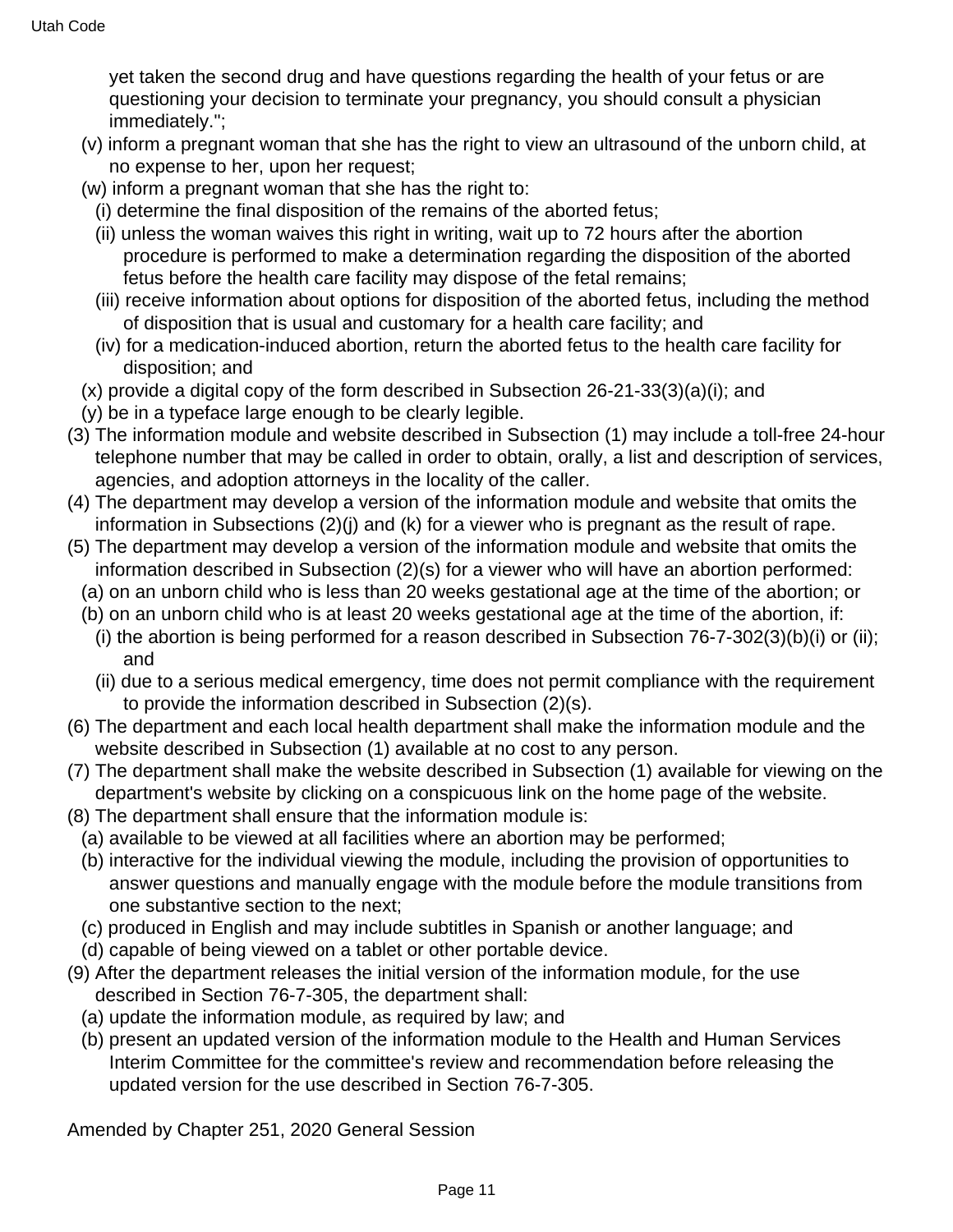yet taken the second drug and have questions regarding the health of your fetus or are questioning your decision to terminate your pregnancy, you should consult a physician immediately.";

(v) inform a pregnant woman that she has the right to view an ultrasound of the unborn child, at no expense to her, upon her request;

(w) inform a pregnant woman that she has the right to:

(i) determine the final disposition of the remains of the aborted fetus;

(ii) unless the woman waives this right in writing, wait up to 72 hours after the abortion procedure is performed to make a determination regarding the disposition of the aborted fetus before the health care facility may dispose of the fetal remains;

(iii) receive information about options for disposition of the aborted fetus, including the method of disposition that is usual and customary for a health care facility; and

(iv) for a medication-induced abortion, return the aborted fetus to the health care facility for disposition; and

(x) provide a digital copy of the form described in Subsection 26-21-33(3)(a)(i); and

(y) be in a typeface large enough to be clearly legible.

(3) The information module and website described in Subsection (1) may include a toll-free 24-hour telephone number that may be called in order to obtain, orally, a list and description of services, agencies, and adoption attorneys in the locality of the caller.

(4) The department may develop a version of the information module and website that omits the information in Subsections (2)(j) and (k) for a viewer who is pregnant as the result of rape.

(5) The department may develop a version of the information module and website that omits the information described in Subsection (2)(s) for a viewer who will have an abortion performed:

(a) on an unborn child who is less than 20 weeks gestational age at the time of the abortion; or

(b) on an unborn child who is at least 20 weeks gestational age at the time of the abortion, if:

(i) the abortion is being performed for a reason described in Subsection 76-7-302(3)(b)(i) or (ii); and

(ii) due to a serious medical emergency, time does not permit compliance with the requirement to provide the information described in Subsection (2)(s).

(6) The department and each local health department shall make the information module and the website described in Subsection (1) available at no cost to any person.

(7) The department shall make the website described in Subsection (1) available for viewing on the department's website by clicking on a conspicuous link on the home page of the website.

(8) The department shall ensure that the information module is:

(a) available to be viewed at all facilities where an abortion may be performed;

(b) interactive for the individual viewing the module, including the provision of opportunities to answer questions and manually engage with the module before the module transitions from one substantive section to the next;

(c) produced in English and may include subtitles in Spanish or another language; and

(d) capable of being viewed on a tablet or other portable device.

(9) After the department releases the initial version of the information module, for the use described in Section 76-7-305, the department shall:

(a) update the information module, as required by law; and

(b) present an updated version of the information module to the Health and Human Services Interim Committee for the committee's review and recommendation before releasing the updated version for the use described in Section 76-7-305.

Amended by Chapter 251, 2020 General Session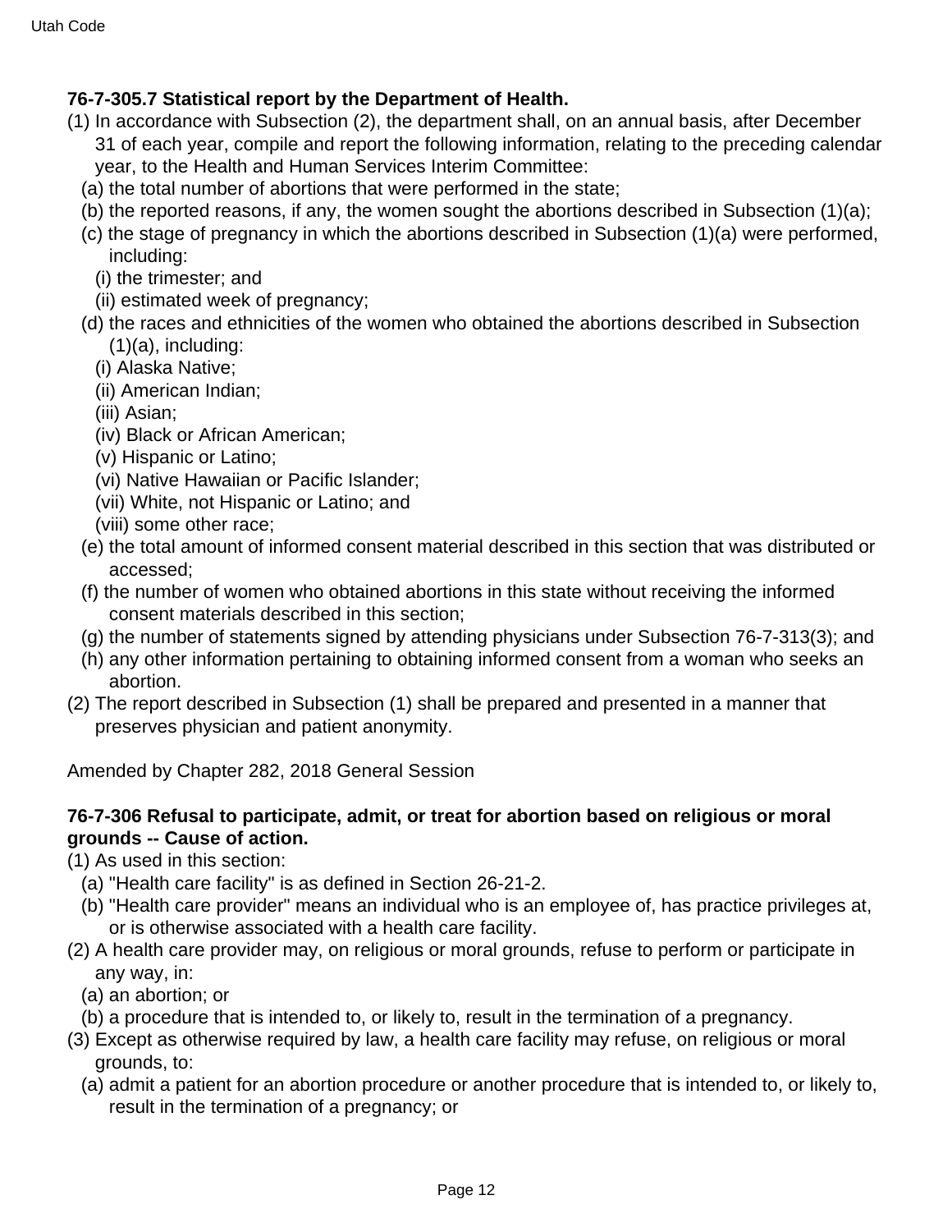**76-7-305.7 Statistical report by the Department of Health.**

(1) In accordance with Subsection (2), the department shall, on an annual basis, after December 31 of each year, compile and report the following information, relating to the preceding calendar year, to the Health and Human Services Interim Committee:

  (a) the total number of abortions that were performed in the state;

  (b) the reported reasons, if any, the women sought the abortions described in Subsection (1)(a);

  (c) the stage of pregnancy in which the abortions described in Subsection (1)(a) were performed, including:

    (i) the trimester; and

    (ii) estimated week of pregnancy;

  (d) the races and ethnicities of the women who obtained the abortions described in Subsection (1)(a), including:

    (i) Alaska Native;

    (ii) American Indian;

    (iii) Asian;

    (iv) Black or African American;

    (v) Hispanic or Latino;

    (vi) Native Hawaiian or Pacific Islander;

    (vii) White, not Hispanic or Latino; and

    (viii) some other race;

  (e) the total amount of informed consent material described in this section that was distributed or accessed;

  (f) the number of women who obtained abortions in this state without receiving the informed consent materials described in this section;

  (g) the number of statements signed by attending physicians under Subsection 76-7-313(3); and

  (h) any other information pertaining to obtaining informed consent from a woman who seeks an abortion.

(2) The report described in Subsection (1) shall be prepared and presented in a manner that preserves physician and patient anonymity.

Amended by Chapter 282, 2018 General Session

**76-7-306 Refusal to participate, admit, or treat for abortion based on religious or moral grounds -- Cause of action.**

(1) As used in this section:

  (a) "Health care facility" is as defined in Section 26-21-2.

  (b) "Health care provider" means an individual who is an employee of, has practice privileges at, or is otherwise associated with a health care facility.

(2) A health care provider may, on religious or moral grounds, refuse to perform or participate in any way, in:

  (a) an abortion; or

  (b) a procedure that is intended to, or likely to, result in the termination of a pregnancy.

(3) Except as otherwise required by law, a health care facility may refuse, on religious or moral grounds, to:

  (a) admit a patient for an abortion procedure or another procedure that is intended to, or likely to, result in the termination of a pregnancy; or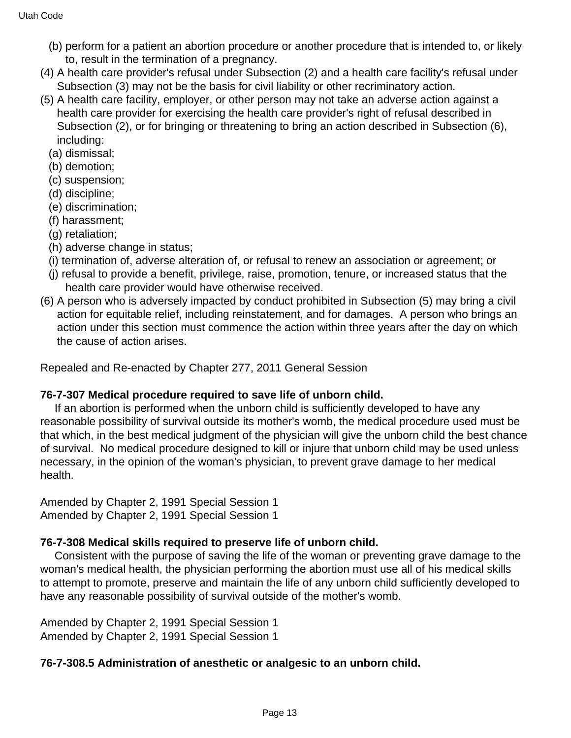(b) perform for a patient an abortion procedure or another procedure that is intended to, or likely to, result in the termination of a pregnancy.

(4) A health care provider's refusal under Subsection (2) and a health care facility's refusal under Subsection (3) may not be the basis for civil liability or other recriminatory action.

(5) A health care facility, employer, or other person may not take an adverse action against a health care provider for exercising the health care provider's right of refusal described in Subsection (2), or for bringing or threatening to bring an action described in Subsection (6), including:

(a) dismissal;

(b) demotion;

(c) suspension;

(d) discipline;

(e) discrimination;

(f) harassment;

(g) retaliation;

(h) adverse change in status;

(i) termination of, adverse alteration of, or refusal to renew an association or agreement; or

(j) refusal to provide a benefit, privilege, raise, promotion, tenure, or increased status that the health care provider would have otherwise received.

(6) A person who is adversely impacted by conduct prohibited in Subsection (5) may bring a civil action for equitable relief, including reinstatement, and for damages. A person who brings an action under this section must commence the action within three years after the day on which the cause of action arises.

Repealed and Re-enacted by Chapter 277, 2011 General Session

**76-7-307 Medical procedure required to save life of unborn child.**

If an abortion is performed when the unborn child is sufficiently developed to have any reasonable possibility of survival outside its mother's womb, the medical procedure used must be that which, in the best medical judgment of the physician will give the unborn child the best chance of survival. No medical procedure designed to kill or injure that unborn child may be used unless necessary, in the opinion of the woman's physician, to prevent grave damage to her medical health.

Amended by Chapter 2, 1991 Special Session 1
Amended by Chapter 2, 1991 Special Session 1

**76-7-308 Medical skills required to preserve life of unborn child.**

Consistent with the purpose of saving the life of the woman or preventing grave damage to the woman's medical health, the physician performing the abortion must use all of his medical skills to attempt to promote, preserve and maintain the life of any unborn child sufficiently developed to have any reasonable possibility of survival outside of the mother's womb.

Amended by Chapter 2, 1991 Special Session 1
Amended by Chapter 2, 1991 Special Session 1

**76-7-308.5 Administration of anesthetic or analgesic to an unborn child.**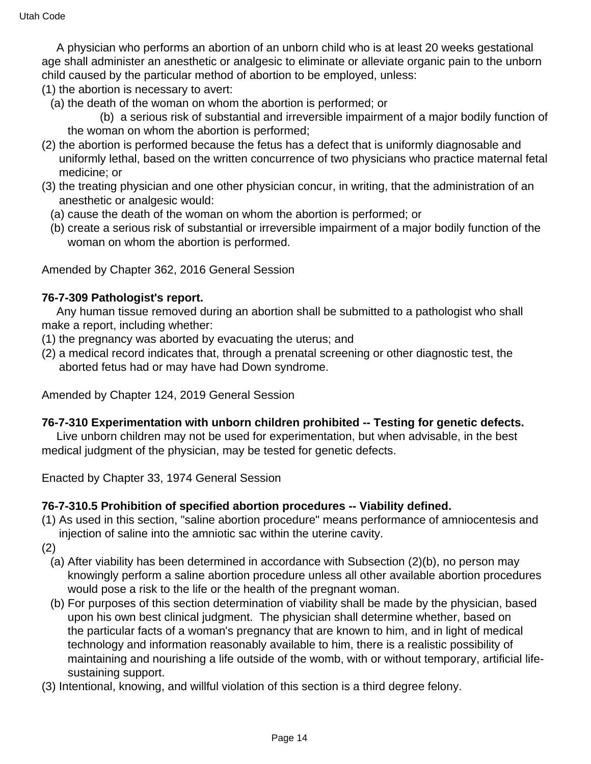A physician who performs an abortion of an unborn child who is at least 20 weeks gestational age shall administer an anesthetic or analgesic to eliminate or alleviate organic pain to the unborn child caused by the particular method of abortion to be employed, unless:

(1) the abortion is necessary to avert:
  (a) the death of the woman on whom the abortion is performed; or
  (b) a serious risk of substantial and irreversible impairment of a major bodily function of the woman on whom the abortion is performed;
(2) the abortion is performed because the fetus has a defect that is uniformly diagnosable and uniformly lethal, based on the written concurrence of two physicians who practice maternal fetal medicine; or
(3) the treating physician and one other physician concur, in writing, that the administration of an anesthetic or analgesic would:
  (a) cause the death of the woman on whom the abortion is performed; or
  (b) create a serious risk of substantial or irreversible impairment of a major bodily function of the woman on whom the abortion is performed.

Amended by Chapter 362, 2016 General Session

**76-7-309 Pathologist's report.**

Any human tissue removed during an abortion shall be submitted to a pathologist who shall make a report, including whether:

(1) the pregnancy was aborted by evacuating the uterus; and
(2) a medical record indicates that, through a prenatal screening or other diagnostic test, the aborted fetus had or may have had Down syndrome.

Amended by Chapter 124, 2019 General Session

**76-7-310 Experimentation with unborn children prohibited -- Testing for genetic defects.**

Live unborn children may not be used for experimentation, but when advisable, in the best medical judgment of the physician, may be tested for genetic defects.

Enacted by Chapter 33, 1974 General Session

**76-7-310.5 Prohibition of specified abortion procedures -- Viability defined.**

(1) As used in this section, "saline abortion procedure" means performance of amniocentesis and injection of saline into the amniotic sac within the uterine cavity.
(2)
  (a) After viability has been determined in accordance with Subsection (2)(b), no person may knowingly perform a saline abortion procedure unless all other available abortion procedures would pose a risk to the life or the health of the pregnant woman.
  (b) For purposes of this section determination of viability shall be made by the physician, based upon his own best clinical judgment. The physician shall determine whether, based on the particular facts of a woman's pregnancy that are known to him, and in light of medical technology and information reasonably available to him, there is a realistic possibility of maintaining and nourishing a life outside of the womb, with or without temporary, artificial life-sustaining support.
(3) Intentional, knowing, and willful violation of this section is a third degree felony.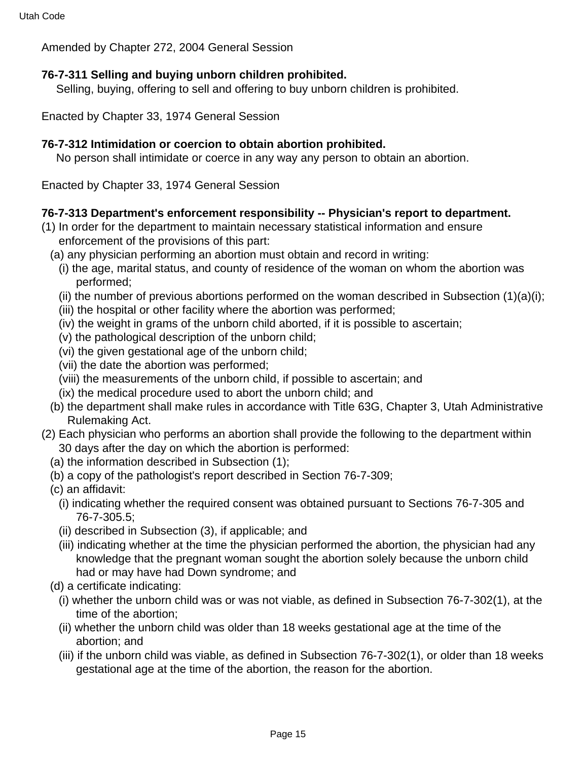Amended by Chapter 272, 2004 General Session

**76-7-311 Selling and buying unborn children prohibited.**

Selling, buying, offering to sell and offering to buy unborn children is prohibited.

Enacted by Chapter 33, 1974 General Session

**76-7-312 Intimidation or coercion to obtain abortion prohibited.**

No person shall intimidate or coerce in any way any person to obtain an abortion.

Enacted by Chapter 33, 1974 General Session

**76-7-313 Department's enforcement responsibility -- Physician's report to department.**

(1) In order for the department to maintain necessary statistical information and ensure enforcement of the provisions of this part:

(a) any physician performing an abortion must obtain and record in writing:

(i) the age, marital status, and county of residence of the woman on whom the abortion was performed;

(ii) the number of previous abortions performed on the woman described in Subsection (1)(a)(i);

(iii) the hospital or other facility where the abortion was performed;

(iv) the weight in grams of the unborn child aborted, if it is possible to ascertain;

(v) the pathological description of the unborn child;

(vi) the given gestational age of the unborn child;

(vii) the date the abortion was performed;

(viii) the measurements of the unborn child, if possible to ascertain; and

(ix) the medical procedure used to abort the unborn child; and

(b) the department shall make rules in accordance with Title 63G, Chapter 3, Utah Administrative Rulemaking Act.

(2) Each physician who performs an abortion shall provide the following to the department within 30 days after the day on which the abortion is performed:

(a) the information described in Subsection (1);

(b) a copy of the pathologist's report described in Section 76-7-309;

(c) an affidavit:

(i) indicating whether the required consent was obtained pursuant to Sections 76-7-305 and 76-7-305.5;

(ii) described in Subsection (3), if applicable; and

(iii) indicating whether at the time the physician performed the abortion, the physician had any knowledge that the pregnant woman sought the abortion solely because the unborn child had or may have had Down syndrome; and

(d) a certificate indicating:

(i) whether the unborn child was or was not viable, as defined in Subsection 76-7-302(1), at the time of the abortion;

(ii) whether the unborn child was older than 18 weeks gestational age at the time of the abortion; and

(iii) if the unborn child was viable, as defined in Subsection 76-7-302(1), or older than 18 weeks gestational age at the time of the abortion, the reason for the abortion.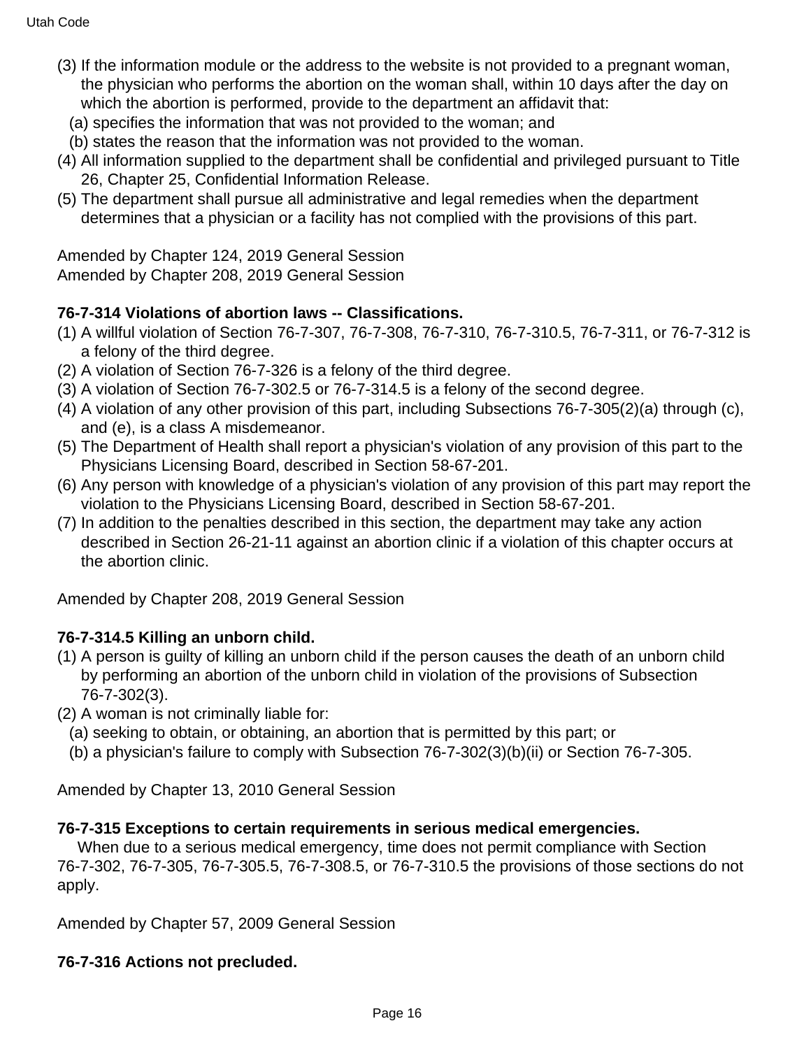(3) If the information module or the address to the website is not provided to a pregnant woman, the physician who performs the abortion on the woman shall, within 10 days after the day on which the abortion is performed, provide to the department an affidavit that:

  (a) specifies the information that was not provided to the woman; and

  (b) states the reason that the information was not provided to the woman.

(4) All information supplied to the department shall be confidential and privileged pursuant to Title 26, Chapter 25, Confidential Information Release.

(5) The department shall pursue all administrative and legal remedies when the department determines that a physician or a facility has not complied with the provisions of this part.

Amended by Chapter 124, 2019 General Session
Amended by Chapter 208, 2019 General Session

**76-7-314 Violations of abortion laws -- Classifications.**

(1) A willful violation of Section 76-7-307, 76-7-308, 76-7-310, 76-7-310.5, 76-7-311, or 76-7-312 is a felony of the third degree.

(2) A violation of Section 76-7-326 is a felony of the third degree.

(3) A violation of Section 76-7-302.5 or 76-7-314.5 is a felony of the second degree.

(4) A violation of any other provision of this part, including Subsections 76-7-305(2)(a) through (c), and (e), is a class A misdemeanor.

(5) The Department of Health shall report a physician's violation of any provision of this part to the Physicians Licensing Board, described in Section 58-67-201.

(6) Any person with knowledge of a physician's violation of any provision of this part may report the violation to the Physicians Licensing Board, described in Section 58-67-201.

(7) In addition to the penalties described in this section, the department may take any action described in Section 26-21-11 against an abortion clinic if a violation of this chapter occurs at the abortion clinic.

Amended by Chapter 208, 2019 General Session

**76-7-314.5 Killing an unborn child.**

(1) A person is guilty of killing an unborn child if the person causes the death of an unborn child by performing an abortion of the unborn child in violation of the provisions of Subsection 76-7-302(3).

(2) A woman is not criminally liable for:

  (a) seeking to obtain, or obtaining, an abortion that is permitted by this part; or

  (b) a physician's failure to comply with Subsection 76-7-302(3)(b)(ii) or Section 76-7-305.

Amended by Chapter 13, 2010 General Session

**76-7-315 Exceptions to certain requirements in serious medical emergencies.**

When due to a serious medical emergency, time does not permit compliance with Section 76-7-302, 76-7-305, 76-7-305.5, 76-7-308.5, or 76-7-310.5 the provisions of those sections do not apply.

Amended by Chapter 57, 2009 General Session

**76-7-316 Actions not precluded.**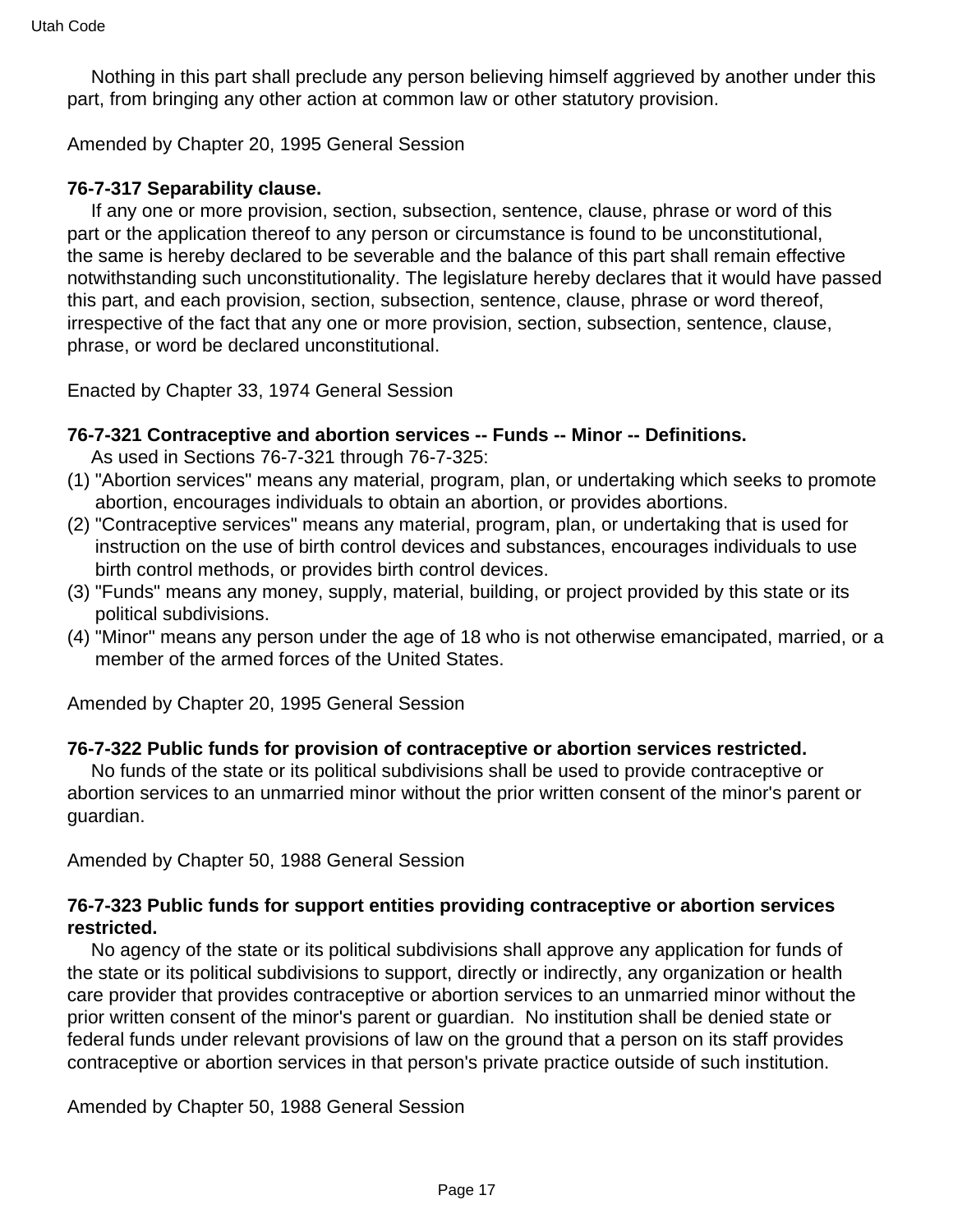Nothing in this part shall preclude any person believing himself aggrieved by another under this part, from bringing any other action at common law or other statutory provision.

Amended by Chapter 20, 1995 General Session

**76-7-317 Separability clause.**

If any one or more provision, section, subsection, sentence, clause, phrase or word of this part or the application thereof to any person or circumstance is found to be unconstitutional, the same is hereby declared to be severable and the balance of this part shall remain effective notwithstanding such unconstitutionality. The legislature hereby declares that it would have passed this part, and each provision, section, subsection, sentence, clause, phrase or word thereof, irrespective of the fact that any one or more provision, section, subsection, sentence, clause, phrase, or word be declared unconstitutional.

Enacted by Chapter 33, 1974 General Session

**76-7-321 Contraceptive and abortion services -- Funds -- Minor -- Definitions.**

As used in Sections 76-7-321 through 76-7-325:

(1) "Abortion services" means any material, program, plan, or undertaking which seeks to promote abortion, encourages individuals to obtain an abortion, or provides abortions.

(2) "Contraceptive services" means any material, program, plan, or undertaking that is used for instruction on the use of birth control devices and substances, encourages individuals to use birth control methods, or provides birth control devices.

(3) "Funds" means any money, supply, material, building, or project provided by this state or its political subdivisions.

(4) "Minor" means any person under the age of 18 who is not otherwise emancipated, married, or a member of the armed forces of the United States.

Amended by Chapter 20, 1995 General Session

**76-7-322 Public funds for provision of contraceptive or abortion services restricted.**

No funds of the state or its political subdivisions shall be used to provide contraceptive or abortion services to an unmarried minor without the prior written consent of the minor's parent or guardian.

Amended by Chapter 50, 1988 General Session

**76-7-323 Public funds for support entities providing contraceptive or abortion services restricted.**

No agency of the state or its political subdivisions shall approve any application for funds of the state or its political subdivisions to support, directly or indirectly, any organization or health care provider that provides contraceptive or abortion services to an unmarried minor without the prior written consent of the minor's parent or guardian. No institution shall be denied state or federal funds under relevant provisions of law on the ground that a person on its staff provides contraceptive or abortion services in that person's private practice outside of such institution.

Amended by Chapter 50, 1988 General Session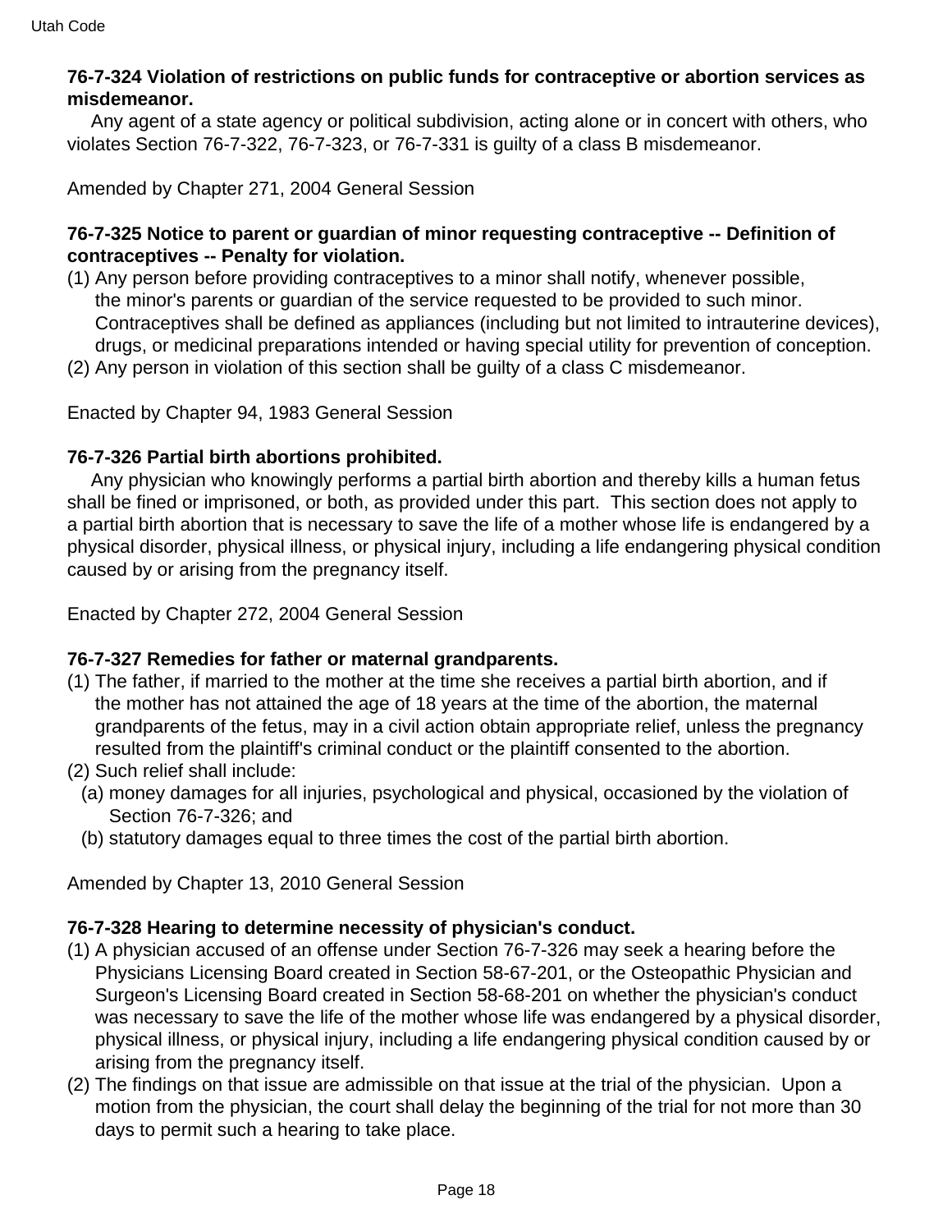**76-7-324 Violation of restrictions on public funds for contraceptive or abortion services as misdemeanor.**

Any agent of a state agency or political subdivision, acting alone or in concert with others, who violates Section 76-7-322, 76-7-323, or 76-7-331 is guilty of a class B misdemeanor.

Amended by Chapter 271, 2004 General Session

**76-7-325 Notice to parent or guardian of minor requesting contraceptive -- Definition of contraceptives -- Penalty for violation.**

(1) Any person before providing contraceptives to a minor shall notify, whenever possible, the minor's parents or guardian of the service requested to be provided to such minor. Contraceptives shall be defined as appliances (including but not limited to intrauterine devices), drugs, or medicinal preparations intended or having special utility for prevention of conception.

(2) Any person in violation of this section shall be guilty of a class C misdemeanor.

Enacted by Chapter 94, 1983 General Session

**76-7-326 Partial birth abortions prohibited.**

Any physician who knowingly performs a partial birth abortion and thereby kills a human fetus shall be fined or imprisoned, or both, as provided under this part. This section does not apply to a partial birth abortion that is necessary to save the life of a mother whose life is endangered by a physical disorder, physical illness, or physical injury, including a life endangering physical condition caused by or arising from the pregnancy itself.

Enacted by Chapter 272, 2004 General Session

**76-7-327 Remedies for father or maternal grandparents.**

(1) The father, if married to the mother at the time she receives a partial birth abortion, and if the mother has not attained the age of 18 years at the time of the abortion, the maternal grandparents of the fetus, may in a civil action obtain appropriate relief, unless the pregnancy resulted from the plaintiff's criminal conduct or the plaintiff consented to the abortion.

(2) Such relief shall include:

(a) money damages for all injuries, psychological and physical, occasioned by the violation of Section 76-7-326; and

(b) statutory damages equal to three times the cost of the partial birth abortion.

Amended by Chapter 13, 2010 General Session

**76-7-328 Hearing to determine necessity of physician's conduct.**

(1) A physician accused of an offense under Section 76-7-326 may seek a hearing before the Physicians Licensing Board created in Section 58-67-201, or the Osteopathic Physician and Surgeon's Licensing Board created in Section 58-68-201 on whether the physician's conduct was necessary to save the life of the mother whose life was endangered by a physical disorder, physical illness, or physical injury, including a life endangering physical condition caused by or arising from the pregnancy itself.

(2) The findings on that issue are admissible on that issue at the trial of the physician. Upon a motion from the physician, the court shall delay the beginning of the trial for not more than 30 days to permit such a hearing to take place.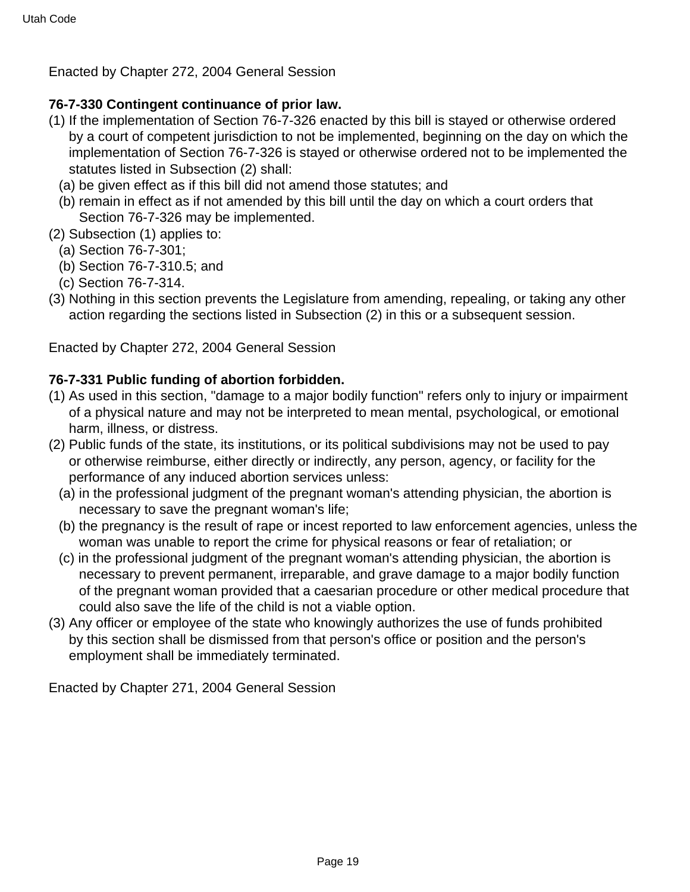Enacted by Chapter 272, 2004 General Session

**76-7-330 Contingent continuance of prior law.**

(1) If the implementation of Section 76-7-326 enacted by this bill is stayed or otherwise ordered by a court of competent jurisdiction to not be implemented, beginning on the day on which the implementation of Section 76-7-326 is stayed or otherwise ordered not to be implemented the statutes listed in Subsection (2) shall:

  (a) be given effect as if this bill did not amend those statutes; and

  (b) remain in effect as if not amended by this bill until the day on which a court orders that Section 76-7-326 may be implemented.

(2) Subsection (1) applies to:

  (a) Section 76-7-301;

  (b) Section 76-7-310.5; and

  (c) Section 76-7-314.

(3) Nothing in this section prevents the Legislature from amending, repealing, or taking any other action regarding the sections listed in Subsection (2) in this or a subsequent session.

Enacted by Chapter 272, 2004 General Session

**76-7-331 Public funding of abortion forbidden.**

(1) As used in this section, "damage to a major bodily function" refers only to injury or impairment of a physical nature and may not be interpreted to mean mental, psychological, or emotional harm, illness, or distress.

(2) Public funds of the state, its institutions, or its political subdivisions may not be used to pay or otherwise reimburse, either directly or indirectly, any person, agency, or facility for the performance of any induced abortion services unless:

  (a) in the professional judgment of the pregnant woman's attending physician, the abortion is necessary to save the pregnant woman's life;

  (b) the pregnancy is the result of rape or incest reported to law enforcement agencies, unless the woman was unable to report the crime for physical reasons or fear of retaliation; or

  (c) in the professional judgment of the pregnant woman's attending physician, the abortion is necessary to prevent permanent, irreparable, and grave damage to a major bodily function of the pregnant woman provided that a caesarian procedure or other medical procedure that could also save the life of the child is not a viable option.

(3) Any officer or employee of the state who knowingly authorizes the use of funds prohibited by this section shall be dismissed from that person's office or position and the person's employment shall be immediately terminated.

Enacted by Chapter 271, 2004 General Session